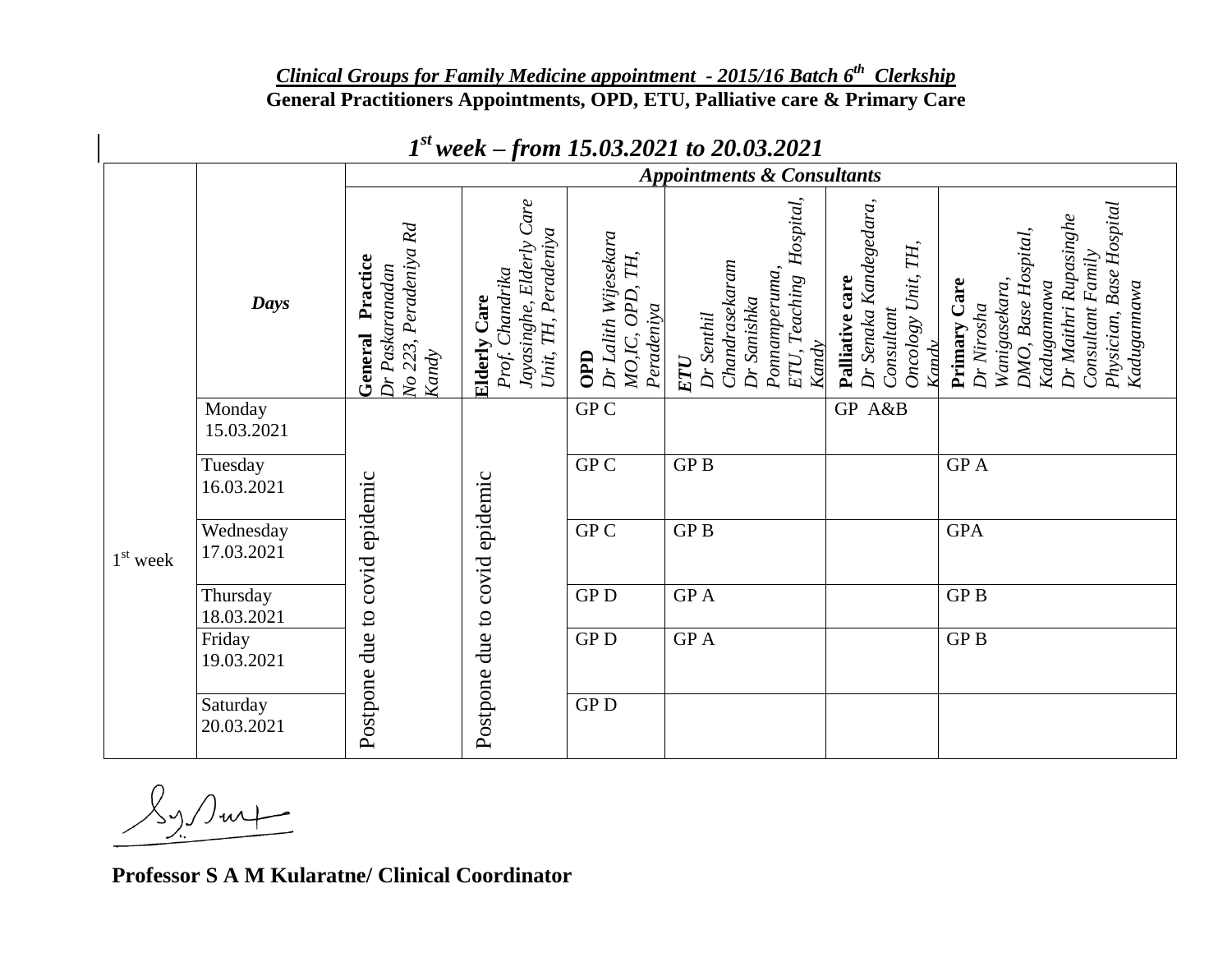***Clinical Groups for Family Medicine appointment - 2015/16 Batch 6th Clerkship***

**General Practitioners Appointments, OPD, ETU, Palliative care & Primary Care**

## *1st week – from 15.03.2021 to 20.03.2021*

| | | *Appointments & Consultants* | | | | | |
|---|---|---|---|---|---|---|---|
| | ***Days*** | **General Practice** *Dr Paskaranadan No 223, Peradeniya Rd Kandy* | **Elderly Care** *Prof. Chandrika Jayasinghe, Elderly Care Unit, TH, Peradeniya* | **OPD** *Dr Lalith Wijesekara MO,IC, OPD, TH, Peradeniya* | ***ETU*** *Dr Senthil Chandrasekaram Dr Sanishka Ponnamperuma, ETU, Teaching Hospital, Kandy* | **Palliative care** *Dr Senaka Kandegedara, Consultant Oncology Unit, TH, Kandy* | **Primary Care** *Dr Nirosha Wanigasekara, DMO, Base Hospital, Kadugannawa Dr Maithri Rupasinghe Consultant Family Physician, Base Hospital Kadugannawa* |
| 1st week | Monday 15.03.2021 | Postpone due to covid epidemic | Postpone due to covid epidemic | GP C | | GP A&B | |
| | Tuesday 16.03.2021 | | | GP C | GP B | | GP A |
| | Wednesday 17.03.2021 | | | GP C | GP B | | GPA |
| | Thursday 18.03.2021 | | | GP D | GP A | | GP B |
| | Friday 19.03.2021 | | | GP D | GP A | | GP B |
| | Saturday 20.03.2021 | | | GP D | | | |

**Professor S A M Kularatne/ Clinical Coordinator**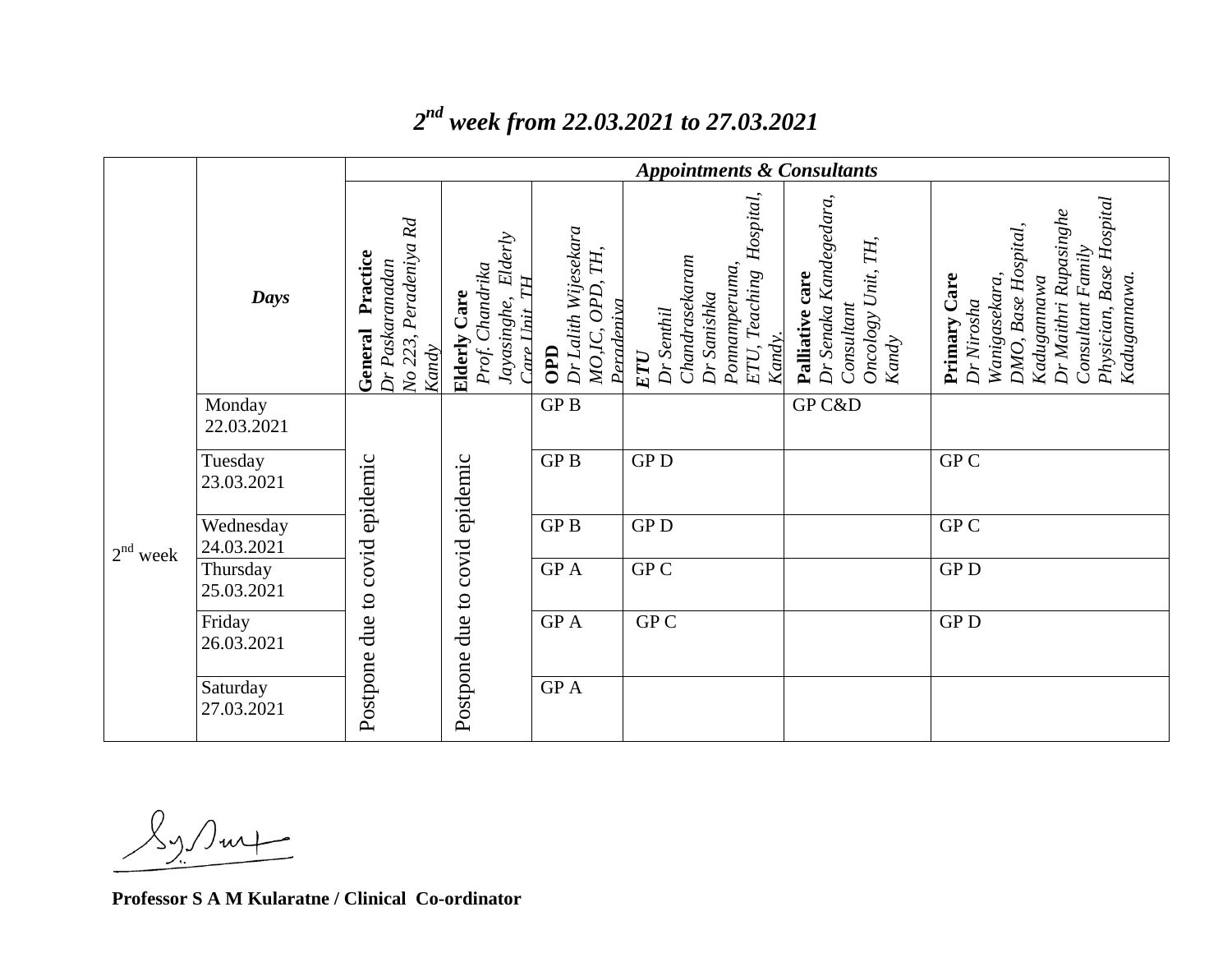## *2[nd] week from 22.03.2021 to 27.03.2021*

| | Days | *Appointments & Consultants* | | | | | |
|---|---|---|---|---|---|---|---|
| | | **General Practice** *Dr Paskaranadan No 223, Peradeniya Rd Kandy* | **Elderly Care** *Prof. Chandrika Jayasinghe, Elderly Care Unit TH* | **OPD** *Dr Lalith Wijesekara MO,IC, OPD, TH, Peradeniya* | **ETU** *Dr Senthil Chandrasekaram Dr Sanishka Ponnamperuma, ETU, Teaching Hospital, Kandy.* | **Palliative care** *Dr Senaka Kandegedara, Consultant Oncology Unit, TH, Kandy* | **Primary Care** *Dr Nirosha Wanigasekara, DMO, Base Hospital, Kadugannawa Dr Maithri Rupasinghe Consultant Family Physician, Base Hospital Kadugannawa.* |
| 2[nd] week | Monday 22.03.2021 | Postpone due to covid epidemic | Postpone due to covid epidemic | GP B | | GP C&D | |
| | Tuesday 23.03.2021 | | | GP B | GP D | | GP C |
| | Wednesday 24.03.2021 | | | GP B | GP D | | GP C |
| | Thursday 25.03.2021 | | | GP A | GP C | | GP D |
| | Friday 26.03.2021 | | | GP A | GP C | | GP D |
| | Saturday 27.03.2021 | | | GP A | | | |

**Professor S A M Kularatne / Clinical Co-ordinator**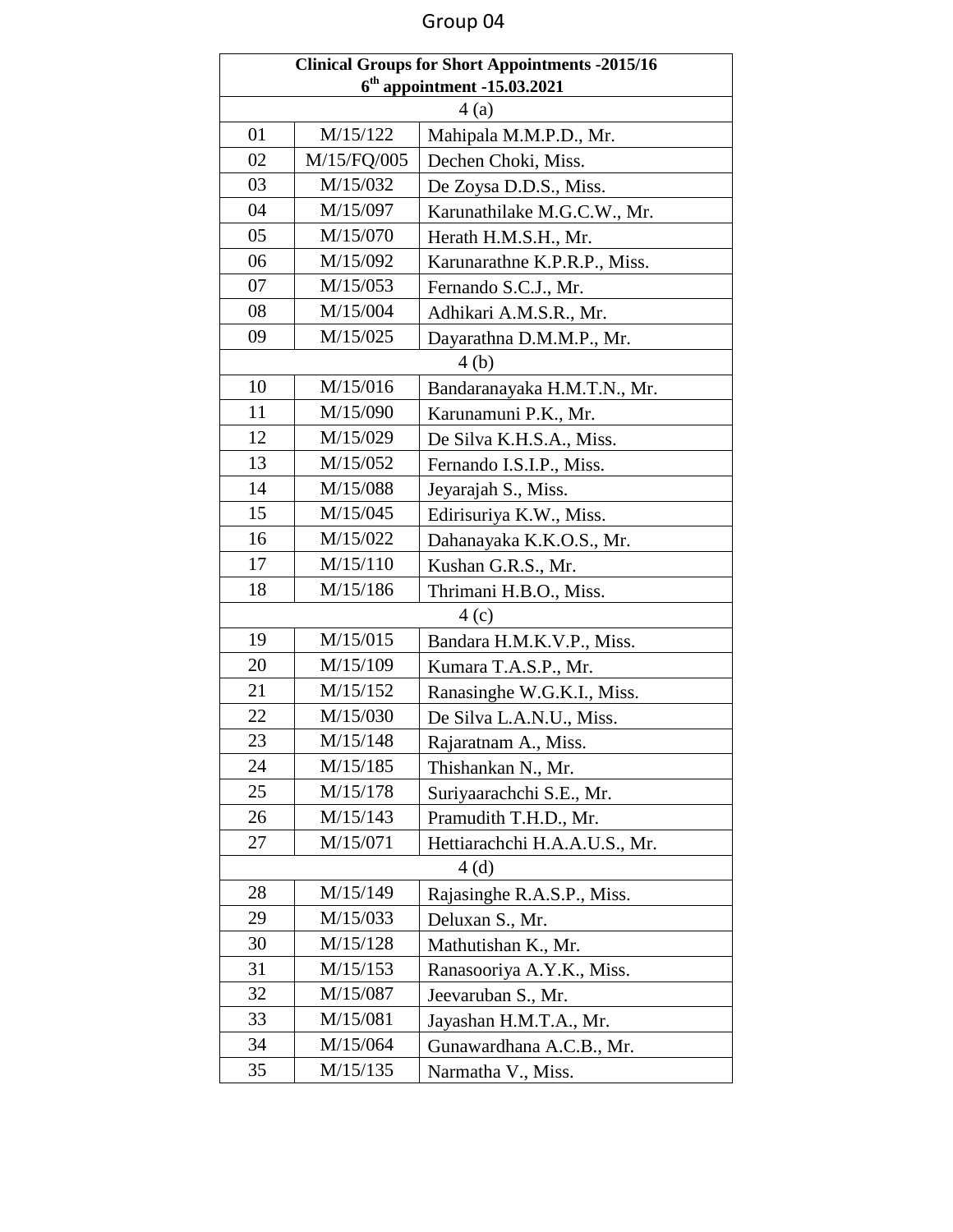# Group 04

| | | |
|---|---|---|
| **Clinical Groups for Short Appointments -2015/16** | | |
| **6th appointment -15.03.2021** | | |
| 4 (a) | | |
| 01 | M/15/122 | Mahipala M.M.P.D., Mr. |
| 02 | M/15/FQ/005 | Dechen Choki, Miss. |
| 03 | M/15/032 | De Zoysa D.D.S., Miss. |
| 04 | M/15/097 | Karunathilake M.G.C.W., Mr. |
| 05 | M/15/070 | Herath H.M.S.H., Mr. |
| 06 | M/15/092 | Karunarathne K.P.R.P., Miss. |
| 07 | M/15/053 | Fernando S.C.J., Mr. |
| 08 | M/15/004 | Adhikari A.M.S.R., Mr. |
| 09 | M/15/025 | Dayarathna D.M.M.P., Mr. |
| 4 (b) | | |
| 10 | M/15/016 | Bandaranayaka H.M.T.N., Mr. |
| 11 | M/15/090 | Karunamuni P.K., Mr. |
| 12 | M/15/029 | De Silva K.H.S.A., Miss. |
| 13 | M/15/052 | Fernando I.S.I.P., Miss. |
| 14 | M/15/088 | Jeyarajah S., Miss. |
| 15 | M/15/045 | Edirisuriya K.W., Miss. |
| 16 | M/15/022 | Dahanayaka K.K.O.S., Mr. |
| 17 | M/15/110 | Kushan G.R.S., Mr. |
| 18 | M/15/186 | Thrimani H.B.O., Miss. |
| 4 (c) | | |
| 19 | M/15/015 | Bandara H.M.K.V.P., Miss. |
| 20 | M/15/109 | Kumara T.A.S.P., Mr. |
| 21 | M/15/152 | Ranasinghe W.G.K.I., Miss. |
| 22 | M/15/030 | De Silva L.A.N.U., Miss. |
| 23 | M/15/148 | Rajaratnam A., Miss. |
| 24 | M/15/185 | Thishankan N., Mr. |
| 25 | M/15/178 | Suriyaarachchi S.E., Mr. |
| 26 | M/15/143 | Pramudith T.H.D., Mr. |
| 27 | M/15/071 | Hettiarachchi H.A.A.U.S., Mr. |
| 4 (d) | | |
| 28 | M/15/149 | Rajasinghe R.A.S.P., Miss. |
| 29 | M/15/033 | Deluxan S., Mr. |
| 30 | M/15/128 | Mathutishan K., Mr. |
| 31 | M/15/153 | Ranasooriya A.Y.K., Miss. |
| 32 | M/15/087 | Jeevaruban S., Mr. |
| 33 | M/15/081 | Jayashan H.M.T.A., Mr. |
| 34 | M/15/064 | Gunawardhana A.C.B., Mr. |
| 35 | M/15/135 | Narmatha V., Miss. |